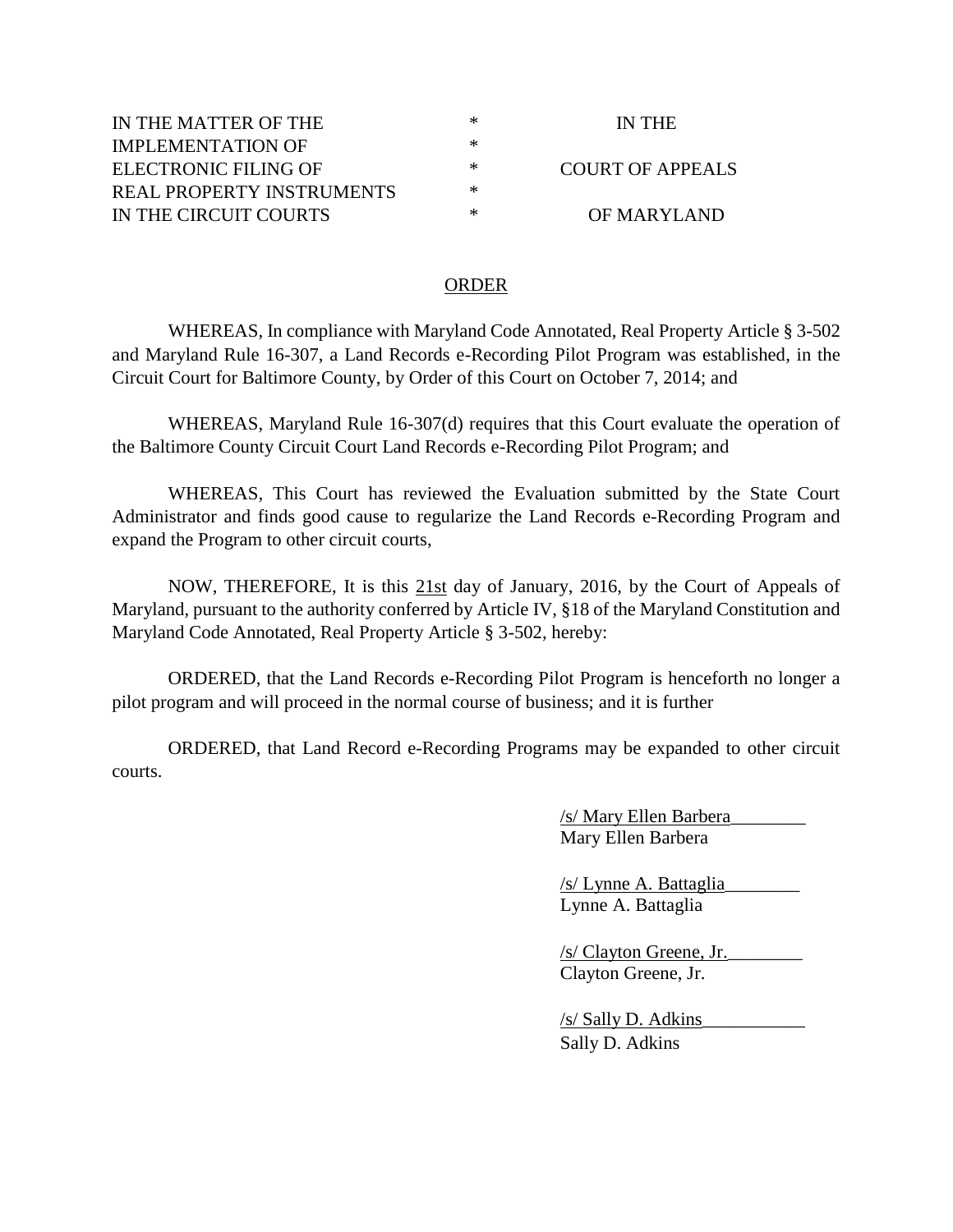| | | |
|---|---|---|
| IN THE MATTER OF THE | * | IN THE |
| IMPLEMENTATION OF | * | |
| ELECTRONIC FILING OF | * | COURT OF APPEALS |
| REAL PROPERTY INSTRUMENTS | * | |
| IN THE CIRCUIT COURTS | * | OF MARYLAND |

## ORDER

WHEREAS, In compliance with Maryland Code Annotated, Real Property Article § 3-502 and Maryland Rule 16-307, a Land Records e-Recording Pilot Program was established, in the Circuit Court for Baltimore County, by Order of this Court on October 7, 2014; and

WHEREAS, Maryland Rule 16-307(d) requires that this Court evaluate the operation of the Baltimore County Circuit Court Land Records e-Recording Pilot Program; and

WHEREAS, This Court has reviewed the Evaluation submitted by the State Court Administrator and finds good cause to regularize the Land Records e-Recording Program and expand the Program to other circuit courts,

NOW, THEREFORE, It is this 21st day of January, 2016, by the Court of Appeals of Maryland, pursuant to the authority conferred by Article IV, §18 of the Maryland Constitution and Maryland Code Annotated, Real Property Article § 3-502, hereby:

ORDERED, that the Land Records e-Recording Pilot Program is henceforth no longer a pilot program and will proceed in the normal course of business; and it is further

ORDERED, that Land Record e-Recording Programs may be expanded to other circuit courts.

/s/ Mary Ellen Barbera
Mary Ellen Barbera

/s/ Lynne A. Battaglia
Lynne A. Battaglia

/s/ Clayton Greene, Jr.
Clayton Greene, Jr.

/s/ Sally D. Adkins
Sally D. Adkins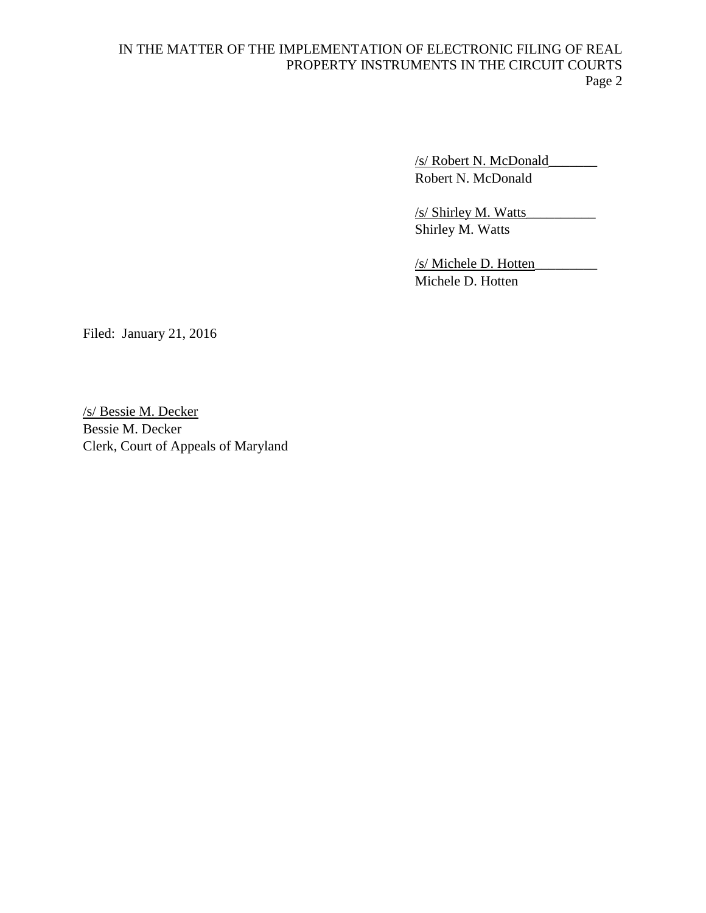/s/ Robert N. McDonald
Robert N. McDonald

/s/ Shirley M. Watts
Shirley M. Watts

/s/ Michele D. Hotten
Michele D. Hotten

Filed: January 21, 2016

/s/ Bessie M. Decker
Bessie M. Decker
Clerk, Court of Appeals of Maryland